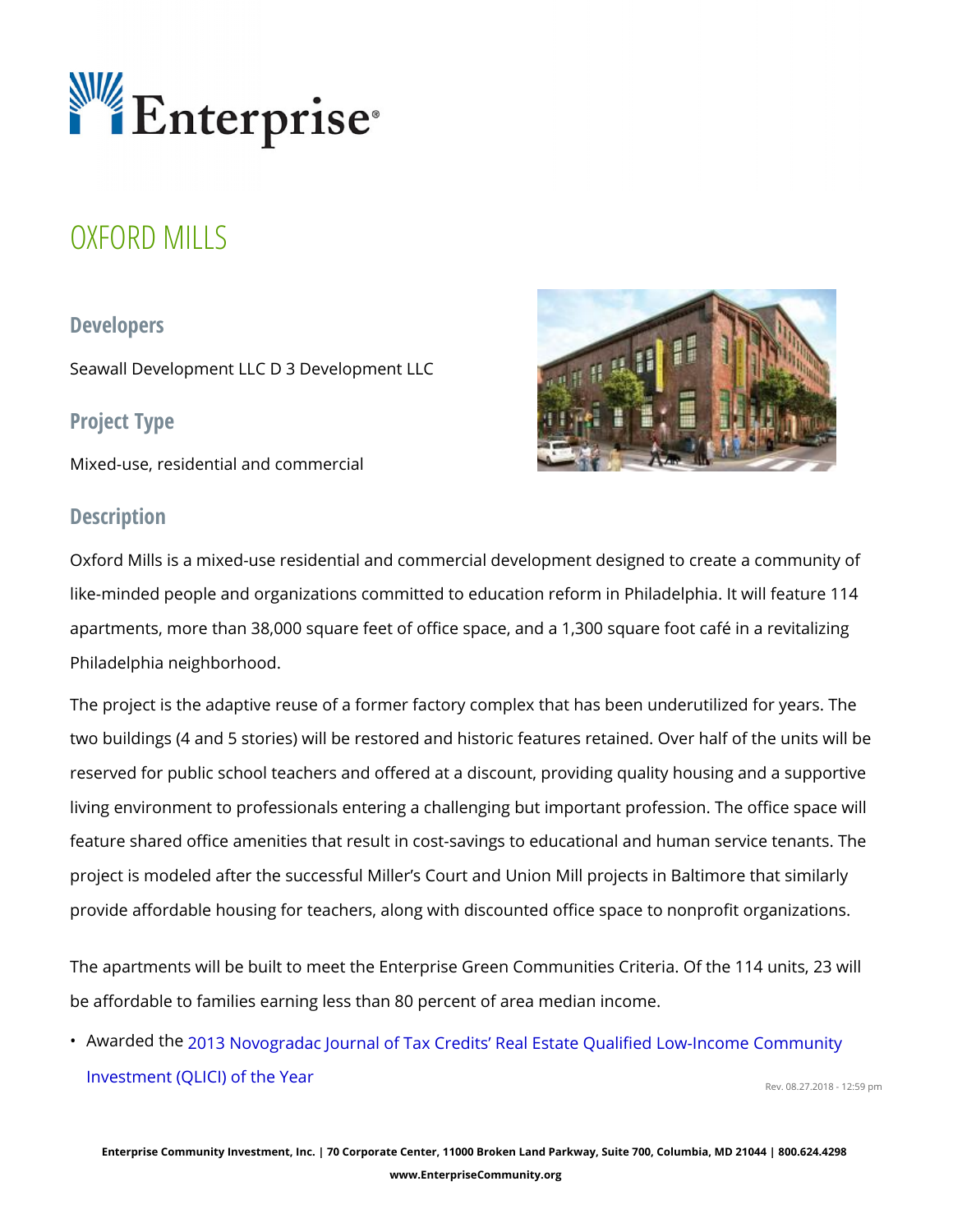# OXFORD MILLS

## Developers

Seawall Development LLC D 3 Development LLC

## Project Type

Mixed-use, residential and commercial

## Description

Oxford Mills is a mixed-use residential and commercial development designed to create a community of like-minded people and organizations committed to education reform in Philadelphia. It will feature 114 apartments, more than 38,000 square feet of office space, and a 1,300 square foot café in a revitalizing Philadelphia neighborhood.

The project is the adaptive reuse of a former factory complex that has been underutilized for years. The two buildings (4 and 5 stories) will be restored and historic features retained. Over half of the units will be reserved for public school teachers and offered at a discount, providing quality housing and a supportive living environment to professionals entering a challenging but important profession. The office space will feature shared office amenities that result in cost-savings to educational and human service tenants. The project is modeled after the successful Miller's Court and Union Mill projects in Baltimore that similarly provide affordable housing for teachers, along with discounted office space to nonprofit organizations.

The apartments will be built to meet the Enterprise Green Communities Criteria. Of the 114 units, 23 will be affordable to families earning less than 80 percent of area median income.

- Awarded the 2013 Novogradac Journal of Tax Credits' Real Estate Qualified Low-Income Community Investment (QLICI) of the Year

Rev. 08.27.2018 - 12:59 pm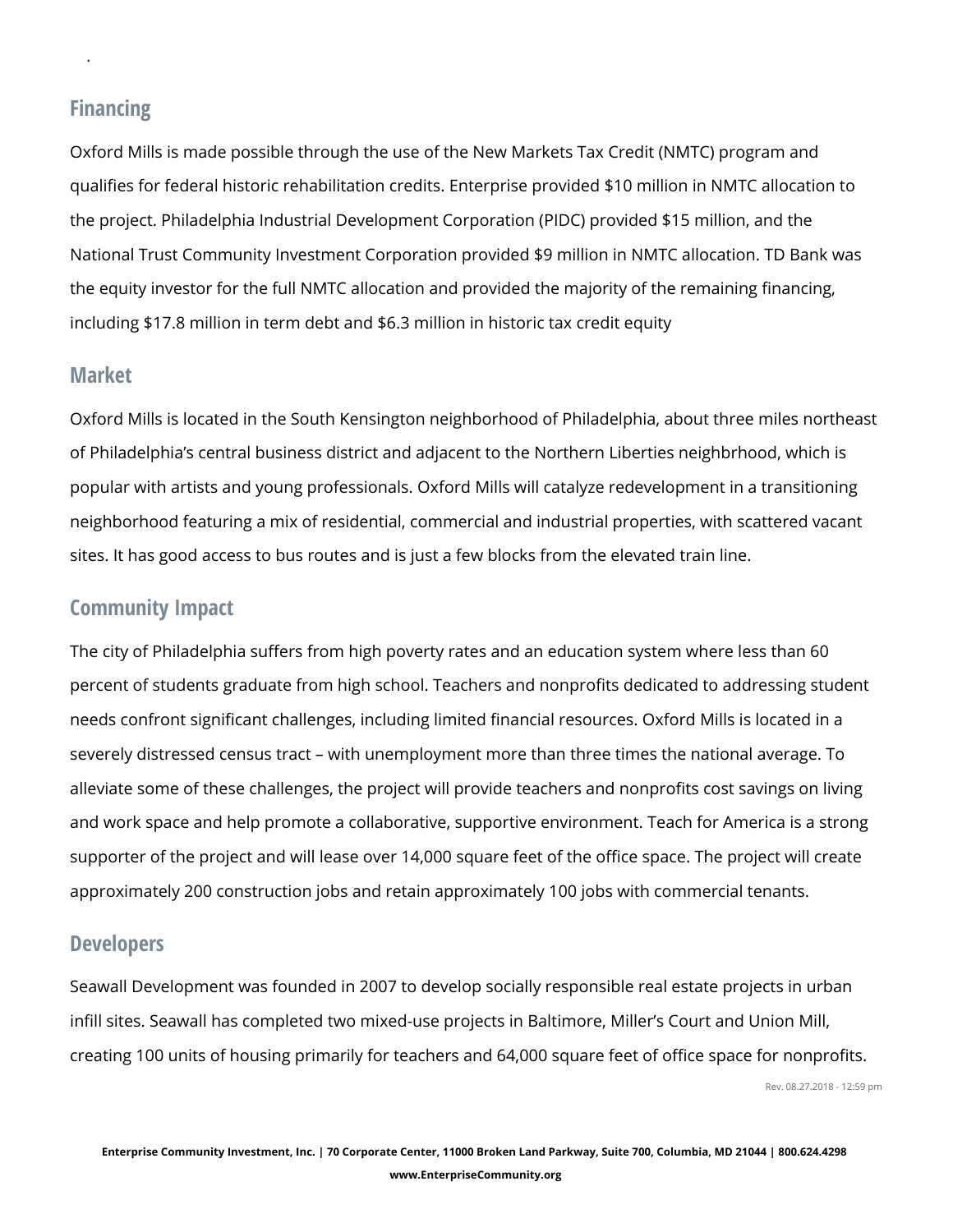## Financing

Oxford Mills is made possible through the use of the New Markets Tax Credit (NMTC) program and qualifies for federal historic rehabilitation credits. Enterprise provided $10 million in NMTC allocation to the project. Philadelphia Industrial Development Corporation (PIDC) provided $15 million, and the National Trust Community Investment Corporation provided $9 million in NMTC allocation. TD Bank was the equity investor for the full NMTC allocation and provided the majority of the remaining financing, including $17.8 million in term debt and $6.3 million in historic tax credit equity

## Market

Oxford Mills is located in the South Kensington neighborhood of Philadelphia, about three miles northeast of Philadelphia's central business district and adjacent to the Northern Liberties neighbrhood, which is popular with artists and young professionals. Oxford Mills will catalyze redevelopment in a transitioning neighborhood featuring a mix of residential, commercial and industrial properties, with scattered vacant sites. It has good access to bus routes and is just a few blocks from the elevated train line.

## Community Impact

The city of Philadelphia suffers from high poverty rates and an education system where less than 60 percent of students graduate from high school. Teachers and nonprofits dedicated to addressing student needs confront significant challenges, including limited financial resources. Oxford Mills is located in a severely distressed census tract – with unemployment more than three times the national average. To alleviate some of these challenges, the project will provide teachers and nonprofits cost savings on living and work space and help promote a collaborative, supportive environment. Teach for America is a strong supporter of the project and will lease over 14,000 square feet of the office space. The project will create approximately 200 construction jobs and retain approximately 100 jobs with commercial tenants.

## Developers

Seawall Development was founded in 2007 to develop socially responsible real estate projects in urban infill sites. Seawall has completed two mixed-use projects in Baltimore, Miller's Court and Union Mill, creating 100 units of housing primarily for teachers and 64,000 square feet of office space for nonprofits.

Rev. 08.27.2018 - 12:59 pm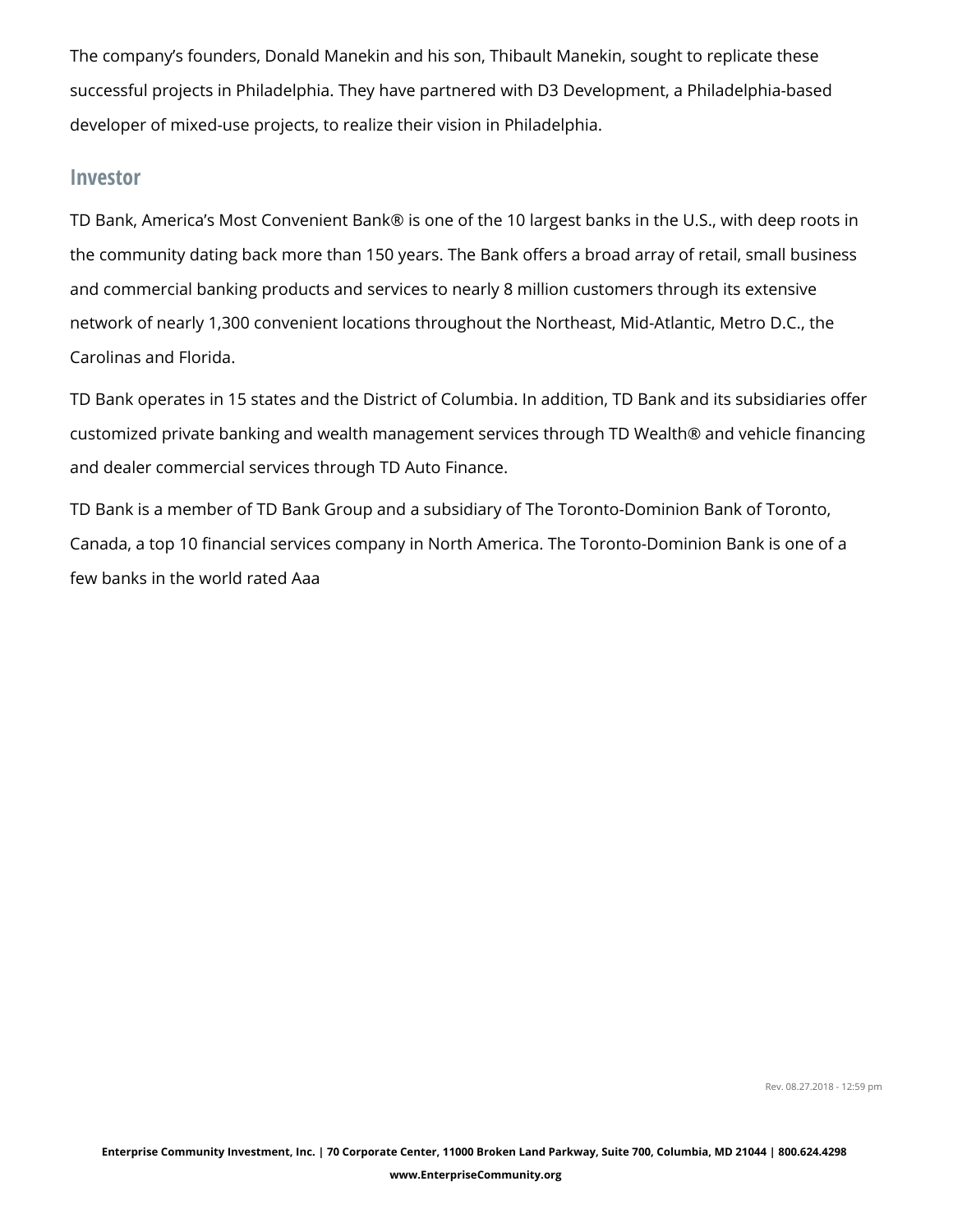The company's founders, Donald Manekin and his son, Thibault Manekin, sought to replicate these successful projects in Philadelphia. They have partnered with D3 Development, a Philadelphia-based developer of mixed-use projects, to realize their vision in Philadelphia.

## Investor

TD Bank, America's Most Convenient Bank® is one of the 10 largest banks in the U.S., with deep roots in the community dating back more than 150 years. The Bank offers a broad array of retail, small business and commercial banking products and services to nearly 8 million customers through its extensive network of nearly 1,300 convenient locations throughout the Northeast, Mid-Atlantic, Metro D.C., the Carolinas and Florida.

TD Bank operates in 15 states and the District of Columbia. In addition, TD Bank and its subsidiaries offer customized private banking and wealth management services through TD Wealth® and vehicle financing and dealer commercial services through TD Auto Finance.

TD Bank is a member of TD Bank Group and a subsidiary of The Toronto-Dominion Bank of Toronto, Canada, a top 10 financial services company in North America. The Toronto-Dominion Bank is one of a few banks in the world rated Aaa

Rev. 08.27.2018 - 12:59 pm